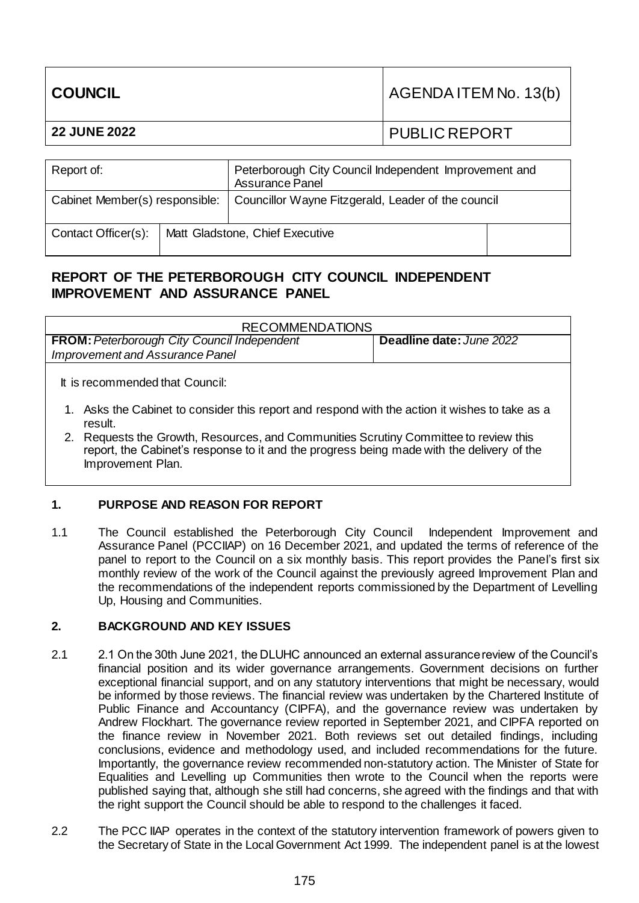| COUNCIL | AGENDA ITEM No. 13(b) |
| --- | --- |
| 22 JUNE 2022 | PUBLIC REPORT |

| Report of: | Peterborough City Council Independent Improvement and Assurance Panel |
| --- | --- |
| Cabinet Member(s) responsible: | Councillor Wayne Fitzgerald, Leader of the council |
| Contact Officer(s): | Matt Gladstone, Chief Executive |

## REPORT OF THE PETERBOROUGH CITY COUNCIL INDEPENDENT IMPROVEMENT AND ASSURANCE PANEL

| RECOMMENDATIONS | |
| --- | --- |
| **FROM:** *Peterborough City Council Independent Improvement and Assurance Panel* | **Deadline date:** *June 2022* |

It is recommended that Council:

1. Asks the Cabinet to consider this report and respond with the action it wishes to take as a result.
2. Requests the Growth, Resources, and Communities Scrutiny Committee to review this report, the Cabinet's response to it and the progress being made with the delivery of the Improvement Plan.

### 1. PURPOSE AND REASON FOR REPORT

1.1 The Council established the Peterborough City Council Independent Improvement and Assurance Panel (PCCIIAP) on 16 December 2021, and updated the terms of reference of the panel to report to the Council on a six monthly basis. This report provides the Panel's first six monthly review of the work of the Council against the previously agreed Improvement Plan and the recommendations of the independent reports commissioned by the Department of Levelling Up, Housing and Communities.

### 2. BACKGROUND AND KEY ISSUES

2.1 2.1 On the 30th June 2021, the DLUHC announced an external assurance review of the Council's financial position and its wider governance arrangements. Government decisions on further exceptional financial support, and on any statutory interventions that might be necessary, would be informed by those reviews. The financial review was undertaken by the Chartered Institute of Public Finance and Accountancy (CIPFA), and the governance review was undertaken by Andrew Flockhart. The governance review reported in September 2021, and CIPFA reported on the finance review in November 2021. Both reviews set out detailed findings, including conclusions, evidence and methodology used, and included recommendations for the future. Importantly, the governance review recommended non-statutory action. The Minister of State for Equalities and Levelling up Communities then wrote to the Council when the reports were published saying that, although she still had concerns, she agreed with the findings and that with the right support the Council should be able to respond to the challenges it faced.

2.2 The PCC IIAP operates in the context of the statutory intervention framework of powers given to the Secretary of State in the Local Government Act 1999. The independent panel is at the lowest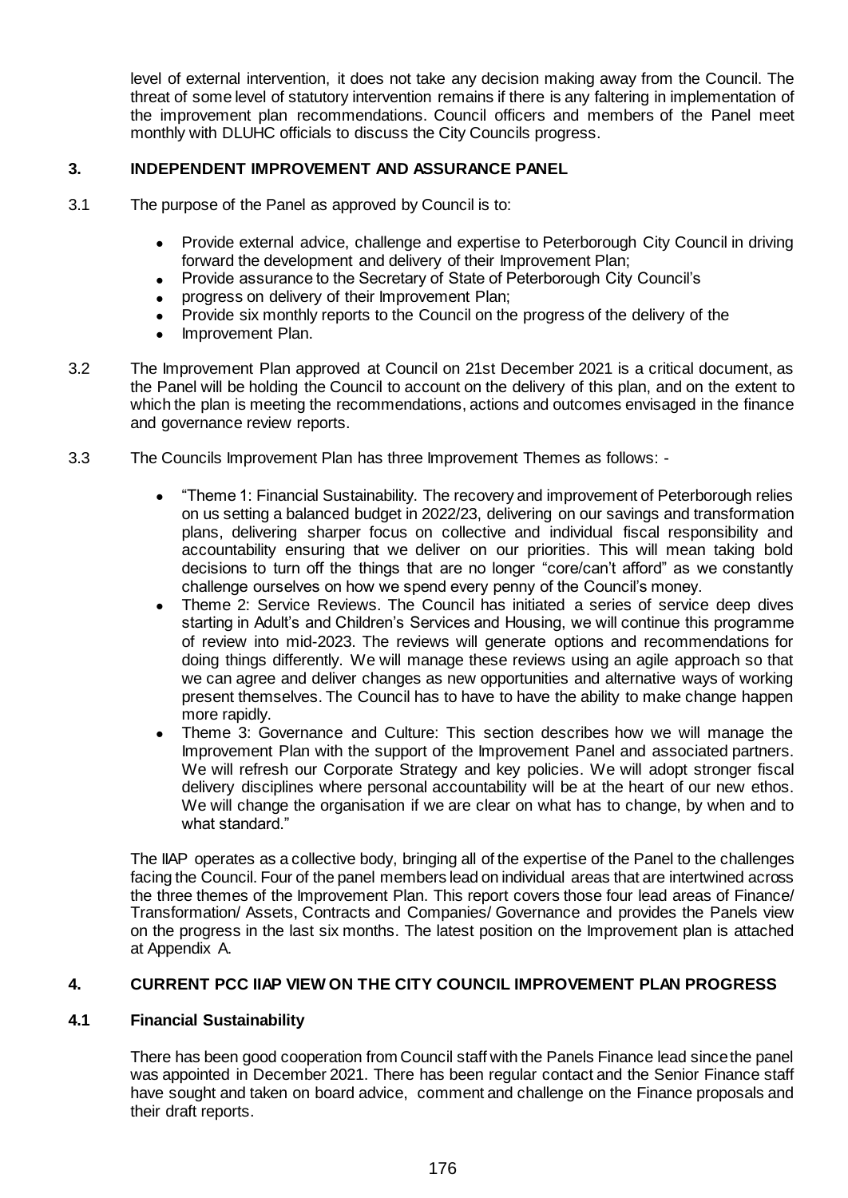level of external intervention, it does not take any decision making away from the Council. The threat of some level of statutory intervention remains if there is any faltering in implementation of the improvement plan recommendations. Council officers and members of the Panel meet monthly with DLUHC officials to discuss the City Councils progress.

## 3. INDEPENDENT IMPROVEMENT AND ASSURANCE PANEL

3.1 The purpose of the Panel as approved by Council is to:

- Provide external advice, challenge and expertise to Peterborough City Council in driving forward the development and delivery of their Improvement Plan;
- Provide assurance to the Secretary of State of Peterborough City Council's
- progress on delivery of their Improvement Plan;
- Provide six monthly reports to the Council on the progress of the delivery of the
- Improvement Plan.

3.2 The Improvement Plan approved at Council on 21st December 2021 is a critical document, as the Panel will be holding the Council to account on the delivery of this plan, and on the extent to which the plan is meeting the recommendations, actions and outcomes envisaged in the finance and governance review reports.

3.3 The Councils Improvement Plan has three Improvement Themes as follows: -

- "Theme 1: Financial Sustainability. The recovery and improvement of Peterborough relies on us setting a balanced budget in 2022/23, delivering on our savings and transformation plans, delivering sharper focus on collective and individual fiscal responsibility and accountability ensuring that we deliver on our priorities. This will mean taking bold decisions to turn off the things that are no longer "core/can't afford" as we constantly challenge ourselves on how we spend every penny of the Council's money.
- Theme 2: Service Reviews. The Council has initiated a series of service deep dives starting in Adult's and Children's Services and Housing, we will continue this programme of review into mid-2023. The reviews will generate options and recommendations for doing things differently. We will manage these reviews using an agile approach so that we can agree and deliver changes as new opportunities and alternative ways of working present themselves. The Council has to have the ability to make change happen more rapidly.
- Theme 3: Governance and Culture: This section describes how we will manage the Improvement Plan with the support of the Improvement Panel and associated partners. We will refresh our Corporate Strategy and key policies. We will adopt stronger fiscal delivery disciplines where personal accountability will be at the heart of our new ethos. We will change the organisation if we are clear on what has to change, by when and to what standard."

The IIAP operates as a collective body, bringing all of the expertise of the Panel to the challenges facing the Council. Four of the panel members lead on individual areas that are intertwined across the three themes of the Improvement Plan. This report covers those four lead areas of Finance/ Transformation/ Assets, Contracts and Companies/ Governance and provides the Panels view on the progress in the last six months. The latest position on the Improvement plan is attached at Appendix A.

## 4. CURRENT PCC IIAP VIEW ON THE CITY COUNCIL IMPROVEMENT PLAN PROGRESS

### 4.1 Financial Sustainability

There has been good cooperation from Council staff with the Panels Finance lead since the panel was appointed in December 2021. There has been regular contact and the Senior Finance staff have sought and taken on board advice, comment and challenge on the Finance proposals and their draft reports.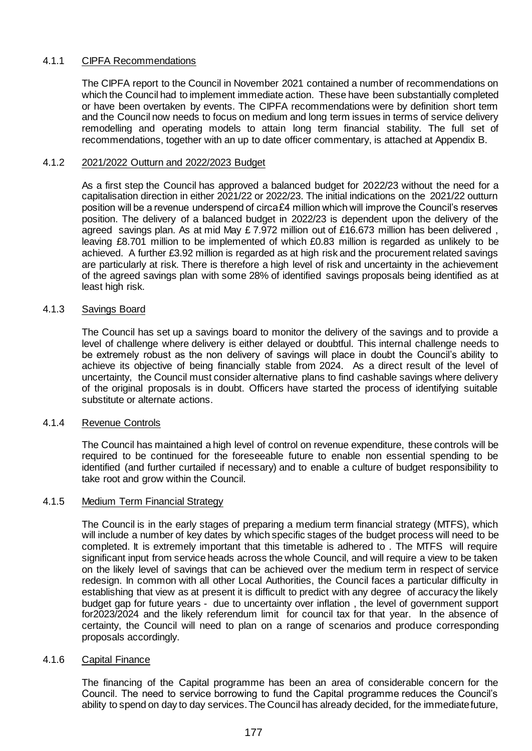### 4.1.1 CIPFA Recommendations

The CIPFA report to the Council in November 2021 contained a number of recommendations on which the Council had to implement immediate action. These have been substantially completed or have been overtaken by events. The CIPFA recommendations were by definition short term and the Council now needs to focus on medium and long term issues in terms of service delivery remodelling and operating models to attain long term financial stability. The full set of recommendations, together with an up to date officer commentary, is attached at Appendix B.

### 4.1.2 2021/2022 Outturn and 2022/2023 Budget

As a first step the Council has approved a balanced budget for 2022/23 without the need for a capitalisation direction in either 2021/22 or 2022/23. The initial indications on the 2021/22 outturn position will be a revenue underspend of circa £4 million which will improve the Council's reserves position. The delivery of a balanced budget in 2022/23 is dependent upon the delivery of the agreed savings plan. As at mid May £ 7.972 million out of £16.673 million has been delivered , leaving £8.701 million to be implemented of which £0.83 million is regarded as unlikely to be achieved. A further £3.92 million is regarded as at high risk and the procurement related savings are particularly at risk. There is therefore a high level of risk and uncertainty in the achievement of the agreed savings plan with some 28% of identified savings proposals being identified as at least high risk.

### 4.1.3 Savings Board

The Council has set up a savings board to monitor the delivery of the savings and to provide a level of challenge where delivery is either delayed or doubtful. This internal challenge needs to be extremely robust as the non delivery of savings will place in doubt the Council's ability to achieve its objective of being financially stable from 2024. As a direct result of the level of uncertainty, the Council must consider alternative plans to find cashable savings where delivery of the original proposals is in doubt. Officers have started the process of identifying suitable substitute or alternate actions.

### 4.1.4 Revenue Controls

The Council has maintained a high level of control on revenue expenditure, these controls will be required to be continued for the foreseeable future to enable non essential spending to be identified (and further curtailed if necessary) and to enable a culture of budget responsibility to take root and grow within the Council.

### 4.1.5 Medium Term Financial Strategy

The Council is in the early stages of preparing a medium term financial strategy (MTFS), which will include a number of key dates by which specific stages of the budget process will need to be completed. It is extremely important that this timetable is adhered to . The MTFS will require significant input from service heads across the whole Council, and will require a view to be taken on the likely level of savings that can be achieved over the medium term in respect of service redesign. In common with all other Local Authorities, the Council faces a particular difficulty in establishing that view as at present it is difficult to predict with any degree of accuracy the likely budget gap for future years - due to uncertainty over inflation , the level of government support for2023/2024 and the likely referendum limit for council tax for that year. In the absence of certainty, the Council will need to plan on a range of scenarios and produce corresponding proposals accordingly.

### 4.1.6 Capital Finance

The financing of the Capital programme has been an area of considerable concern for the Council. The need to service borrowing to fund the Capital programme reduces the Council's ability to spend on day to day services. The Council has already decided, for the immediate future,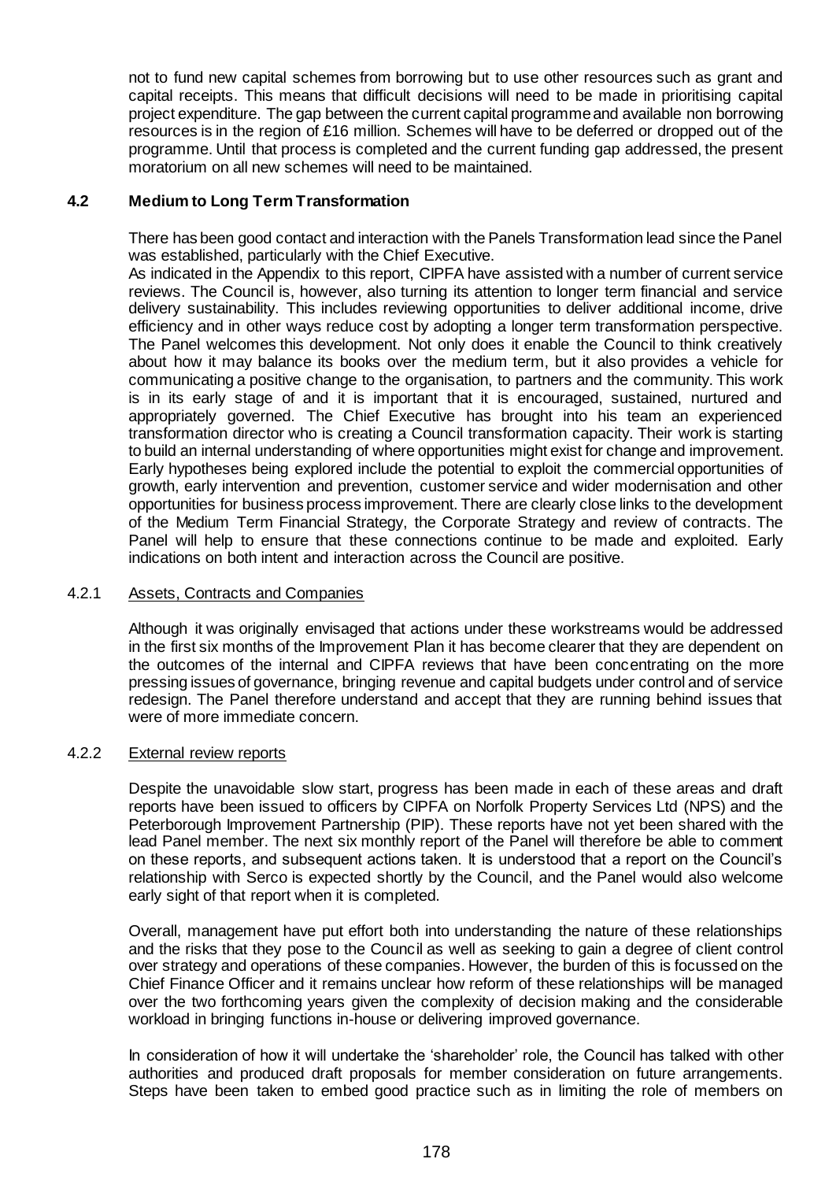not to fund new capital schemes from borrowing but to use other resources such as grant and capital receipts. This means that difficult decisions will need to be made in prioritising capital project expenditure. The gap between the current capital programme and available non borrowing resources is in the region of £16 million. Schemes will have to be deferred or dropped out of the programme. Until that process is completed and the current funding gap addressed, the present moratorium on all new schemes will need to be maintained.

## 4.2 Medium to Long Term Transformation

There has been good contact and interaction with the Panels Transformation lead since the Panel was established, particularly with the Chief Executive.

As indicated in the Appendix to this report, CIPFA have assisted with a number of current service reviews. The Council is, however, also turning its attention to longer term financial and service delivery sustainability. This includes reviewing opportunities to deliver additional income, drive efficiency and in other ways reduce cost by adopting a longer term transformation perspective. The Panel welcomes this development. Not only does it enable the Council to think creatively about how it may balance its books over the medium term, but it also provides a vehicle for communicating a positive change to the organisation, to partners and the community. This work is in its early stage of and it is important that it is encouraged, sustained, nurtured and appropriately governed. The Chief Executive has brought into his team an experienced transformation director who is creating a Council transformation capacity. Their work is starting to build an internal understanding of where opportunities might exist for change and improvement. Early hypotheses being explored include the potential to exploit the commercial opportunities of growth, early intervention and prevention, customer service and wider modernisation and other opportunities for business process improvement. There are clearly close links to the development of the Medium Term Financial Strategy, the Corporate Strategy and review of contracts. The Panel will help to ensure that these connections continue to be made and exploited. Early indications on both intent and interaction across the Council are positive.

### 4.2.1 Assets, Contracts and Companies

Although it was originally envisaged that actions under these workstreams would be addressed in the first six months of the Improvement Plan it has become clearer that they are dependent on the outcomes of the internal and CIPFA reviews that have been concentrating on the more pressing issues of governance, bringing revenue and capital budgets under control and of service redesign. The Panel therefore understand and accept that they are running behind issues that were of more immediate concern.

### 4.2.2 External review reports

Despite the unavoidable slow start, progress has been made in each of these areas and draft reports have been issued to officers by CIPFA on Norfolk Property Services Ltd (NPS) and the Peterborough Improvement Partnership (PIP). These reports have not yet been shared with the lead Panel member. The next six monthly report of the Panel will therefore be able to comment on these reports, and subsequent actions taken. It is understood that a report on the Council's relationship with Serco is expected shortly by the Council, and the Panel would also welcome early sight of that report when it is completed.

Overall, management have put effort both into understanding the nature of these relationships and the risks that they pose to the Council as well as seeking to gain a degree of client control over strategy and operations of these companies. However, the burden of this is focussed on the Chief Finance Officer and it remains unclear how reform of these relationships will be managed over the two forthcoming years given the complexity of decision making and the considerable workload in bringing functions in-house or delivering improved governance.

In consideration of how it will undertake the 'shareholder' role, the Council has talked with other authorities and produced draft proposals for member consideration on future arrangements. Steps have been taken to embed good practice such as in limiting the role of members on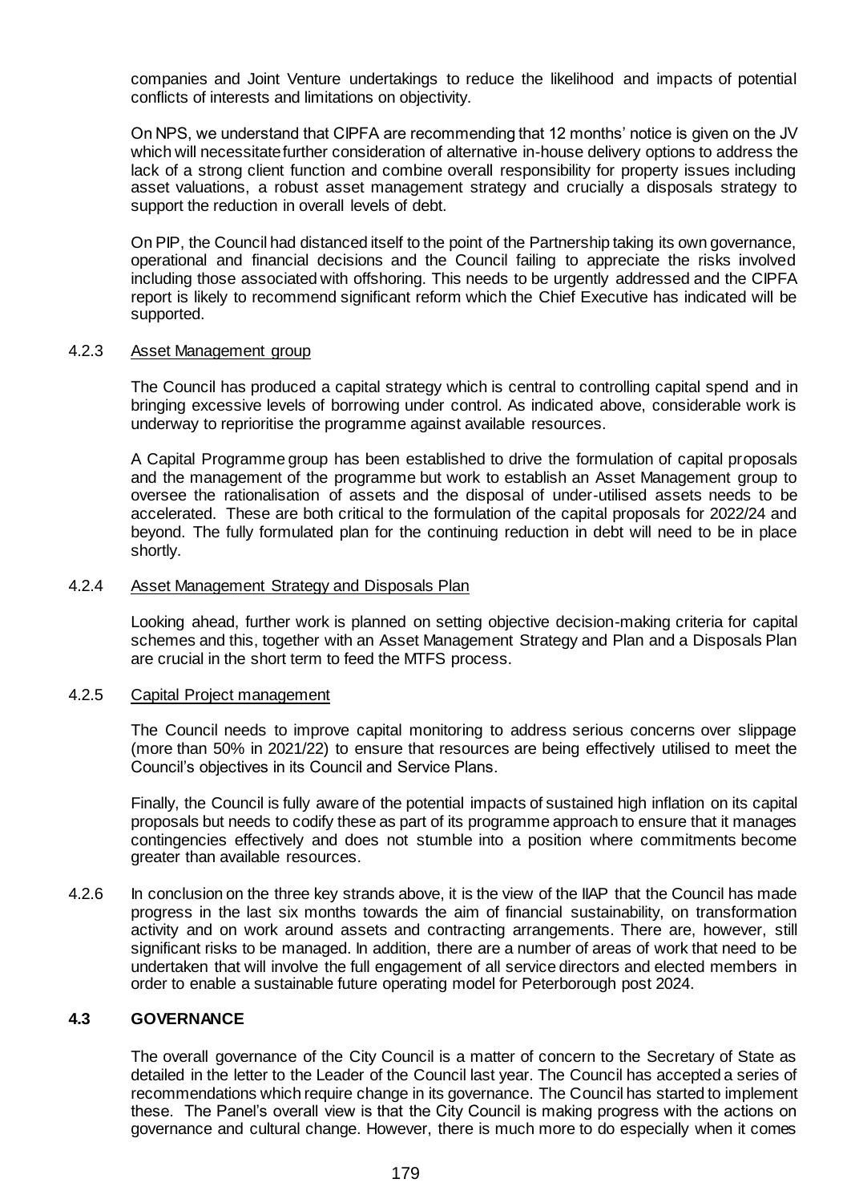companies and Joint Venture undertakings to reduce the likelihood and impacts of potential conflicts of interests and limitations on objectivity.

On NPS, we understand that CIPFA are recommending that 12 months' notice is given on the JV which will necessitate further consideration of alternative in-house delivery options to address the lack of a strong client function and combine overall responsibility for property issues including asset valuations, a robust asset management strategy and crucially a disposals strategy to support the reduction in overall levels of debt.

On PIP, the Council had distanced itself to the point of the Partnership taking its own governance, operational and financial decisions and the Council failing to appreciate the risks involved including those associated with offshoring. This needs to be urgently addressed and the CIPFA report is likely to recommend significant reform which the Chief Executive has indicated will be supported.

#### 4.2.3 Asset Management group

The Council has produced a capital strategy which is central to controlling capital spend and in bringing excessive levels of borrowing under control. As indicated above, considerable work is underway to reprioritise the programme against available resources.

A Capital Programme group has been established to drive the formulation of capital proposals and the management of the programme but work to establish an Asset Management group to oversee the rationalisation of assets and the disposal of under-utilised assets needs to be accelerated. These are both critical to the formulation of the capital proposals for 2022/24 and beyond. The fully formulated plan for the continuing reduction in debt will need to be in place shortly.

#### 4.2.4 Asset Management Strategy and Disposals Plan

Looking ahead, further work is planned on setting objective decision-making criteria for capital schemes and this, together with an Asset Management Strategy and Plan and a Disposals Plan are crucial in the short term to feed the MTFS process.

#### 4.2.5 Capital Project management

The Council needs to improve capital monitoring to address serious concerns over slippage (more than 50% in 2021/22) to ensure that resources are being effectively utilised to meet the Council's objectives in its Council and Service Plans.

Finally, the Council is fully aware of the potential impacts of sustained high inflation on its capital proposals but needs to codify these as part of its programme approach to ensure that it manages contingencies effectively and does not stumble into a position where commitments become greater than available resources.

4.2.6 In conclusion on the three key strands above, it is the view of the IIAP that the Council has made progress in the last six months towards the aim of financial sustainability, on transformation activity and on work around assets and contracting arrangements. There are, however, still significant risks to be managed. In addition, there are a number of areas of work that need to be undertaken that will involve the full engagement of all service directors and elected members in order to enable a sustainable future operating model for Peterborough post 2024.

### 4.3 GOVERNANCE

The overall governance of the City Council is a matter of concern to the Secretary of State as detailed in the letter to the Leader of the Council last year. The Council has accepted a series of recommendations which require change in its governance. The Council has started to implement these. The Panel's overall view is that the City Council is making progress with the actions on governance and cultural change. However, there is much more to do especially when it comes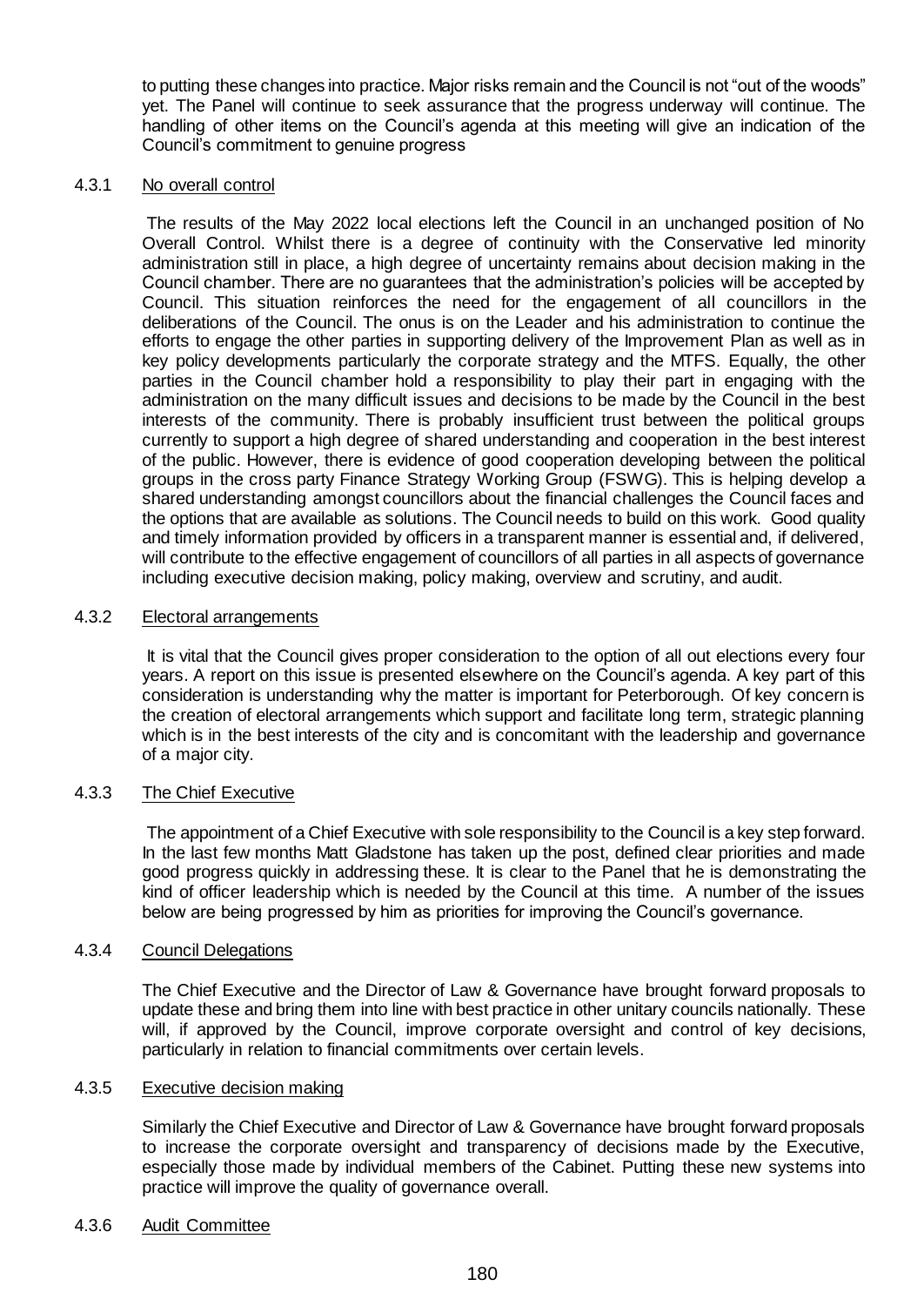to putting these changes into practice. Major risks remain and the Council is not "out of the woods" yet. The Panel will continue to seek assurance that the progress underway will continue. The handling of other items on the Council's agenda at this meeting will give an indication of the Council's commitment to genuine progress

4.3.1 No overall control

The results of the May 2022 local elections left the Council in an unchanged position of No Overall Control. Whilst there is a degree of continuity with the Conservative led minority administration still in place, a high degree of uncertainty remains about decision making in the Council chamber. There are no guarantees that the administration's policies will be accepted by Council. This situation reinforces the need for the engagement of all councillors in the deliberations of the Council. The onus is on the Leader and his administration to continue the efforts to engage the other parties in supporting delivery of the Improvement Plan as well as in key policy developments particularly the corporate strategy and the MTFS. Equally, the other parties in the Council chamber hold a responsibility to play their part in engaging with the administration on the many difficult issues and decisions to be made by the Council in the best interests of the community. There is probably insufficient trust between the political groups currently to support a high degree of shared understanding and cooperation in the best interest of the public. However, there is evidence of good cooperation developing between the political groups in the cross party Finance Strategy Working Group (FSWG). This is helping develop a shared understanding amongst councillors about the financial challenges the Council faces and the options that are available as solutions. The Council needs to build on this work. Good quality and timely information provided by officers in a transparent manner is essential and, if delivered, will contribute to the effective engagement of councillors of all parties in all aspects of governance including executive decision making, policy making, overview and scrutiny, and audit.

4.3.2 Electoral arrangements

It is vital that the Council gives proper consideration to the option of all out elections every four years. A report on this issue is presented elsewhere on the Council's agenda. A key part of this consideration is understanding why the matter is important for Peterborough. Of key concern is the creation of electoral arrangements which support and facilitate long term, strategic planning which is in the best interests of the city and is concomitant with the leadership and governance of a major city.

4.3.3 The Chief Executive

The appointment of a Chief Executive with sole responsibility to the Council is a key step forward. In the last few months Matt Gladstone has taken up the post, defined clear priorities and made good progress quickly in addressing these. It is clear to the Panel that he is demonstrating the kind of officer leadership which is needed by the Council at this time. A number of the issues below are being progressed by him as priorities for improving the Council's governance.

4.3.4 Council Delegations

The Chief Executive and the Director of Law & Governance have brought forward proposals to update these and bring them into line with best practice in other unitary councils nationally. These will, if approved by the Council, improve corporate oversight and control of key decisions, particularly in relation to financial commitments over certain levels.

4.3.5 Executive decision making

Similarly the Chief Executive and Director of Law & Governance have brought forward proposals to increase the corporate oversight and transparency of decisions made by the Executive, especially those made by individual members of the Cabinet. Putting these new systems into practice will improve the quality of governance overall.

4.3.6 Audit Committee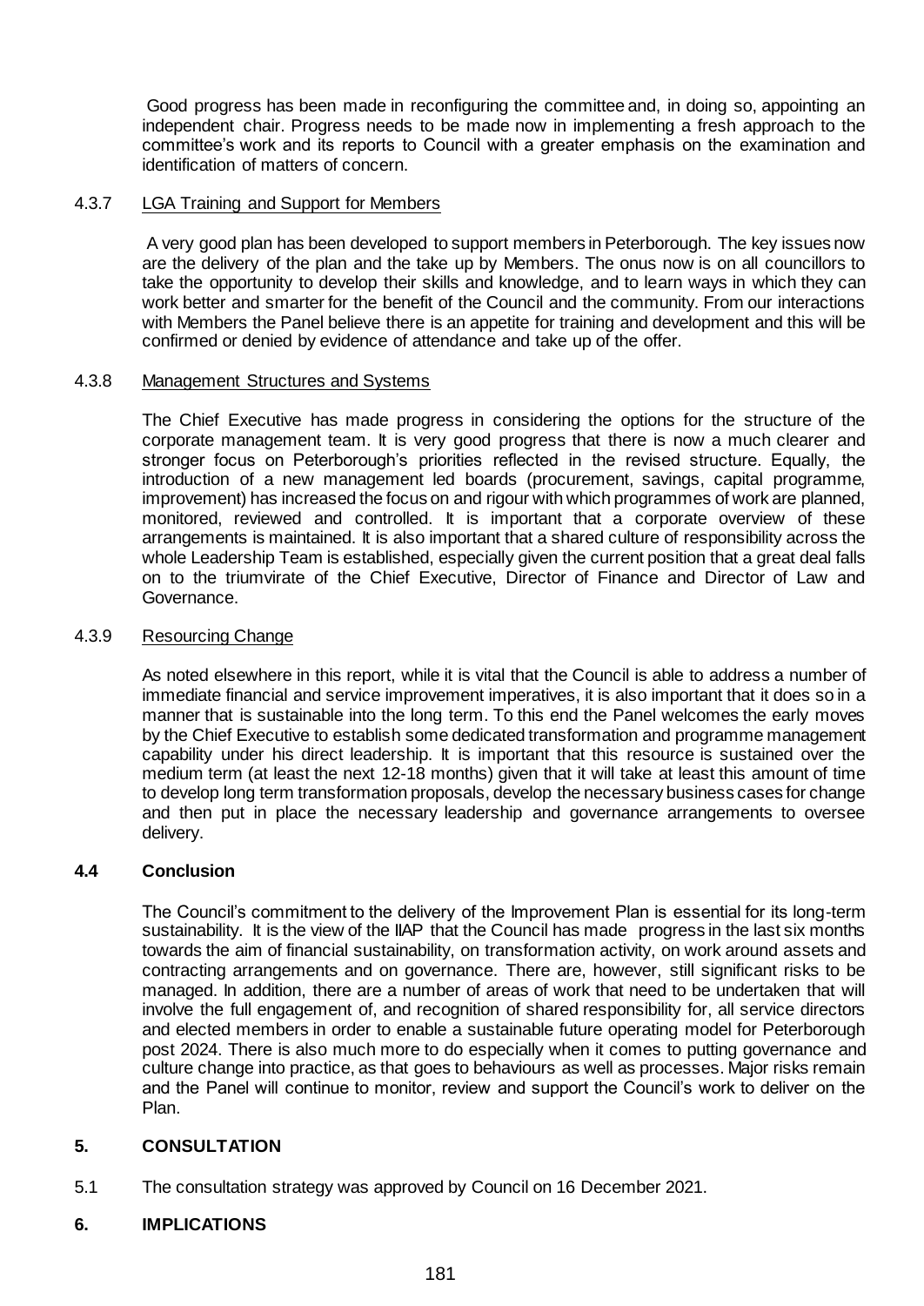Good progress has been made in reconfiguring the committee and, in doing so, appointing an independent chair. Progress needs to be made now in implementing a fresh approach to the committee's work and its reports to Council with a greater emphasis on the examination and identification of matters of concern.

#### 4.3.7 LGA Training and Support for Members

A very good plan has been developed to support members in Peterborough. The key issues now are the delivery of the plan and the take up by Members. The onus now is on all councillors to take the opportunity to develop their skills and knowledge, and to learn ways in which they can work better and smarter for the benefit of the Council and the community. From our interactions with Members the Panel believe there is an appetite for training and development and this will be confirmed or denied by evidence of attendance and take up of the offer.

#### 4.3.8 Management Structures and Systems

The Chief Executive has made progress in considering the options for the structure of the corporate management team. It is very good progress that there is now a much clearer and stronger focus on Peterborough's priorities reflected in the revised structure. Equally, the introduction of a new management led boards (procurement, savings, capital programme, improvement) has increased the focus on and rigour with which programmes of work are planned, monitored, reviewed and controlled. It is important that a corporate overview of these arrangements is maintained. It is also important that a shared culture of responsibility across the whole Leadership Team is established, especially given the current position that a great deal falls on to the triumvirate of the Chief Executive, Director of Finance and Director of Law and Governance.

#### 4.3.9 Resourcing Change

As noted elsewhere in this report, while it is vital that the Council is able to address a number of immediate financial and service improvement imperatives, it is also important that it does so in a manner that is sustainable into the long term. To this end the Panel welcomes the early moves by the Chief Executive to establish some dedicated transformation and programme management capability under his direct leadership. It is important that this resource is sustained over the medium term (at least the next 12-18 months) given that it will take at least this amount of time to develop long term transformation proposals, develop the necessary business cases for change and then put in place the necessary leadership and governance arrangements to oversee delivery.

### 4.4 Conclusion

The Council's commitment to the delivery of the Improvement Plan is essential for its long-term sustainability. It is the view of the IIAP that the Council has made progress in the last six months towards the aim of financial sustainability, on transformation activity, on work around assets and contracting arrangements and on governance. There are, however, still significant risks to be managed. In addition, there are a number of areas of work that need to be undertaken that will involve the full engagement of, and recognition of shared responsibility for, all service directors and elected members in order to enable a sustainable future operating model for Peterborough post 2024. There is also much more to do especially when it comes to putting governance and culture change into practice, as that goes to behaviours as well as processes. Major risks remain and the Panel will continue to monitor, review and support the Council's work to deliver on the Plan.

## 5. CONSULTATION

5.1 The consultation strategy was approved by Council on 16 December 2021.

## 6. IMPLICATIONS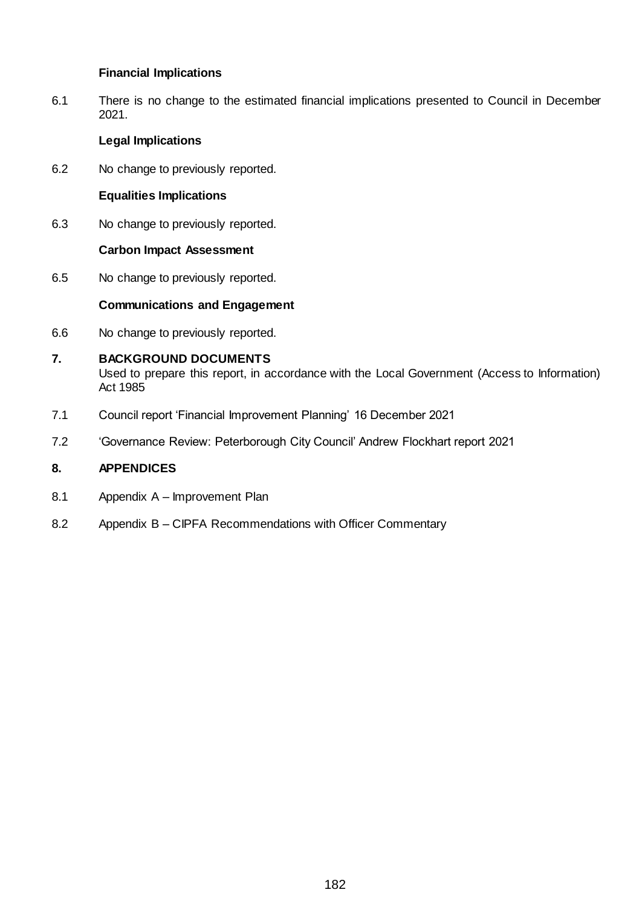**Financial Implications**

6.1 There is no change to the estimated financial implications presented to Council in December 2021.

**Legal Implications**

6.2 No change to previously reported.

**Equalities Implications**

6.3 No change to previously reported.

**Carbon Impact Assessment**

6.5 No change to previously reported.

**Communications and Engagement**

6.6 No change to previously reported.

## 7. BACKGROUND DOCUMENTS

Used to prepare this report, in accordance with the Local Government (Access to Information) Act 1985

7.1 Council report 'Financial Improvement Planning' 16 December 2021

7.2 'Governance Review: Peterborough City Council' Andrew Flockhart report 2021

## 8. APPENDICES

8.1 Appendix A – Improvement Plan

8.2 Appendix B – CIPFA Recommendations with Officer Commentary